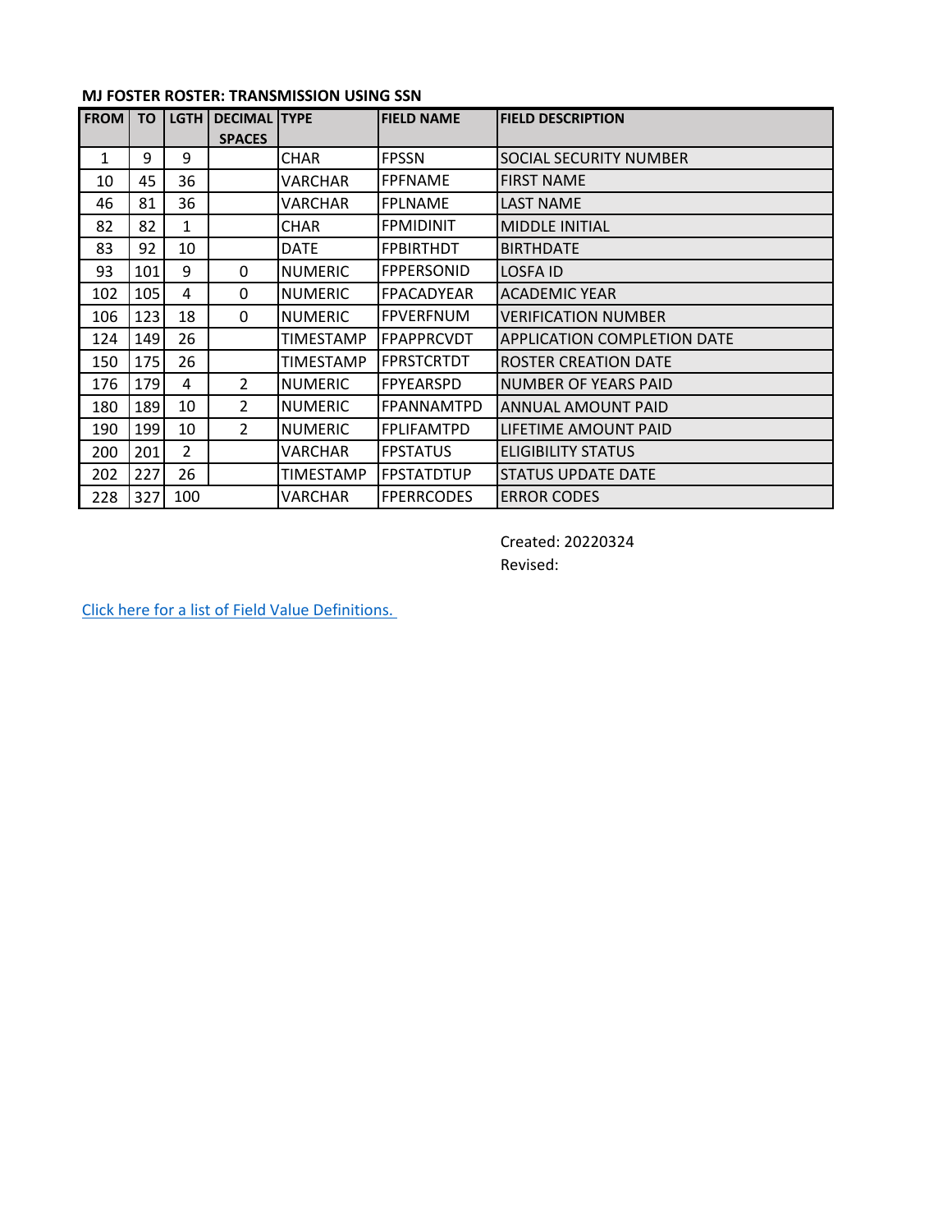**MJ FOSTER ROSTER: TRANSMISSION USING SSN**

| FROM | TO | LGTH | DECIMAL SPACES | TYPE | FIELD NAME | FIELD DESCRIPTION |
|---|---|---|---|---|---|---|
| 1 | 9 | 9 | | CHAR | FPSSN | SOCIAL SECURITY NUMBER |
| 10 | 45 | 36 | | VARCHAR | FPFNAME | FIRST NAME |
| 46 | 81 | 36 | | VARCHAR | FPLNAME | LAST NAME |
| 82 | 82 | 1 | | CHAR | FPMIDINIT | MIDDLE INITIAL |
| 83 | 92 | 10 | | DATE | FPBIRTHDT | BIRTHDATE |
| 93 | 101 | 9 | 0 | NUMERIC | FPPERSONID | LOSFA ID |
| 102 | 105 | 4 | 0 | NUMERIC | FPACADYEAR | ACADEMIC YEAR |
| 106 | 123 | 18 | 0 | NUMERIC | FPVERFNUM | VERIFICATION NUMBER |
| 124 | 149 | 26 | | TIMESTAMP | FPAPPRCVDT | APPLICATION COMPLETION DATE |
| 150 | 175 | 26 | | TIMESTAMP | FPRSTCRTDT | ROSTER CREATION DATE |
| 176 | 179 | 4 | 2 | NUMERIC | FPYEARSPD | NUMBER OF YEARS PAID |
| 180 | 189 | 10 | 2 | NUMERIC | FPANNAMTPD | ANNUAL AMOUNT PAID |
| 190 | 199 | 10 | 2 | NUMERIC | FPLIFAMTPD | LIFETIME AMOUNT PAID |
| 200 | 201 | 2 | | VARCHAR | FPSTATUS | ELIGIBILITY STATUS |
| 202 | 227 | 26 | | TIMESTAMP | FPSTATDTUP | STATUS UPDATE DATE |
| 228 | 327 | 100 | | VARCHAR | FPERRCODES | ERROR CODES |

Created: 20220324
Revised:

[Click here for a list of Field Value Definitions.]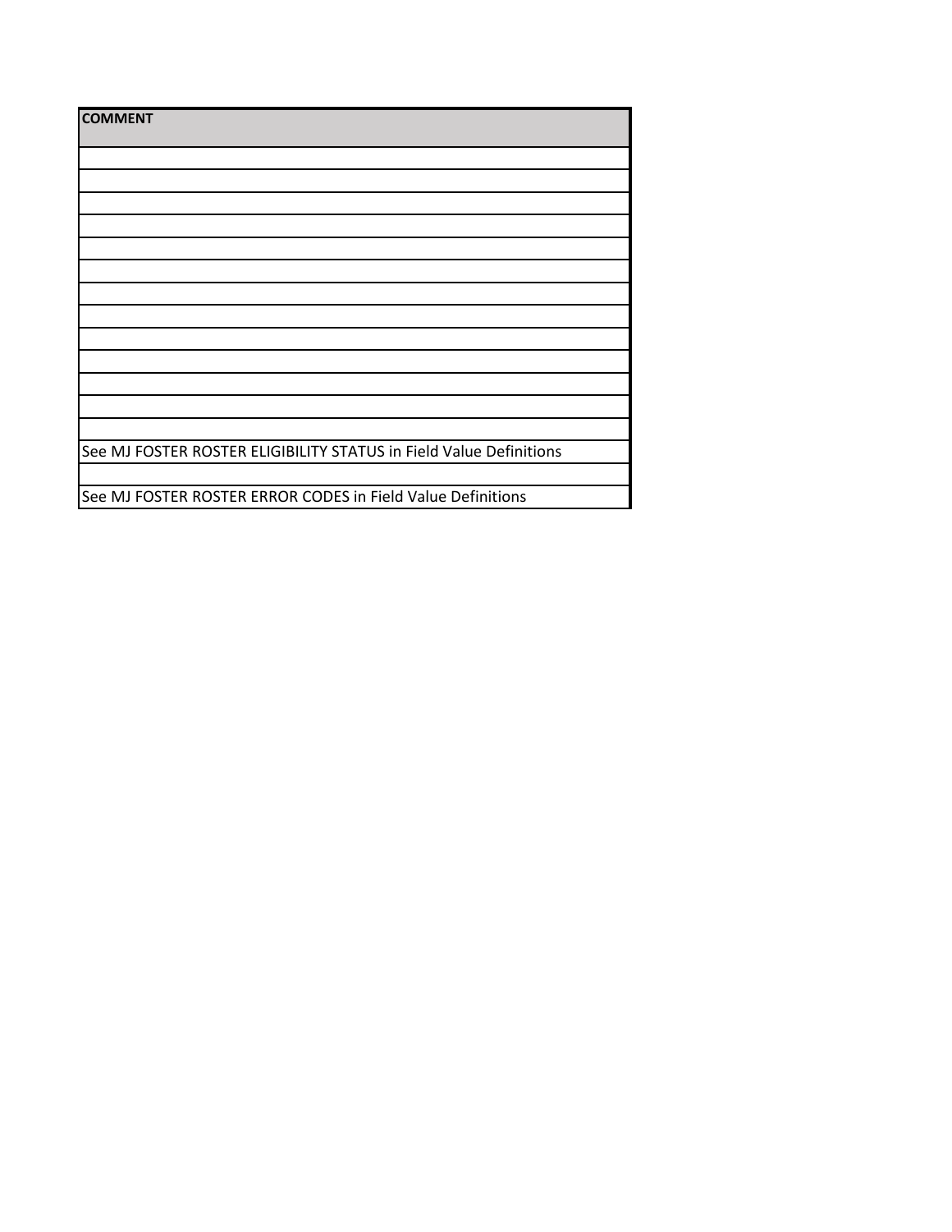| COMMENT |
| --- |
| |
| |
| |
| |
| |
| |
| |
| |
| |
| |
| |
| |
| |
| See MJ FOSTER ROSTER ELIGIBILITY STATUS in Field Value Definitions |
| |
| See MJ FOSTER ROSTER ERROR CODES in Field Value Definitions |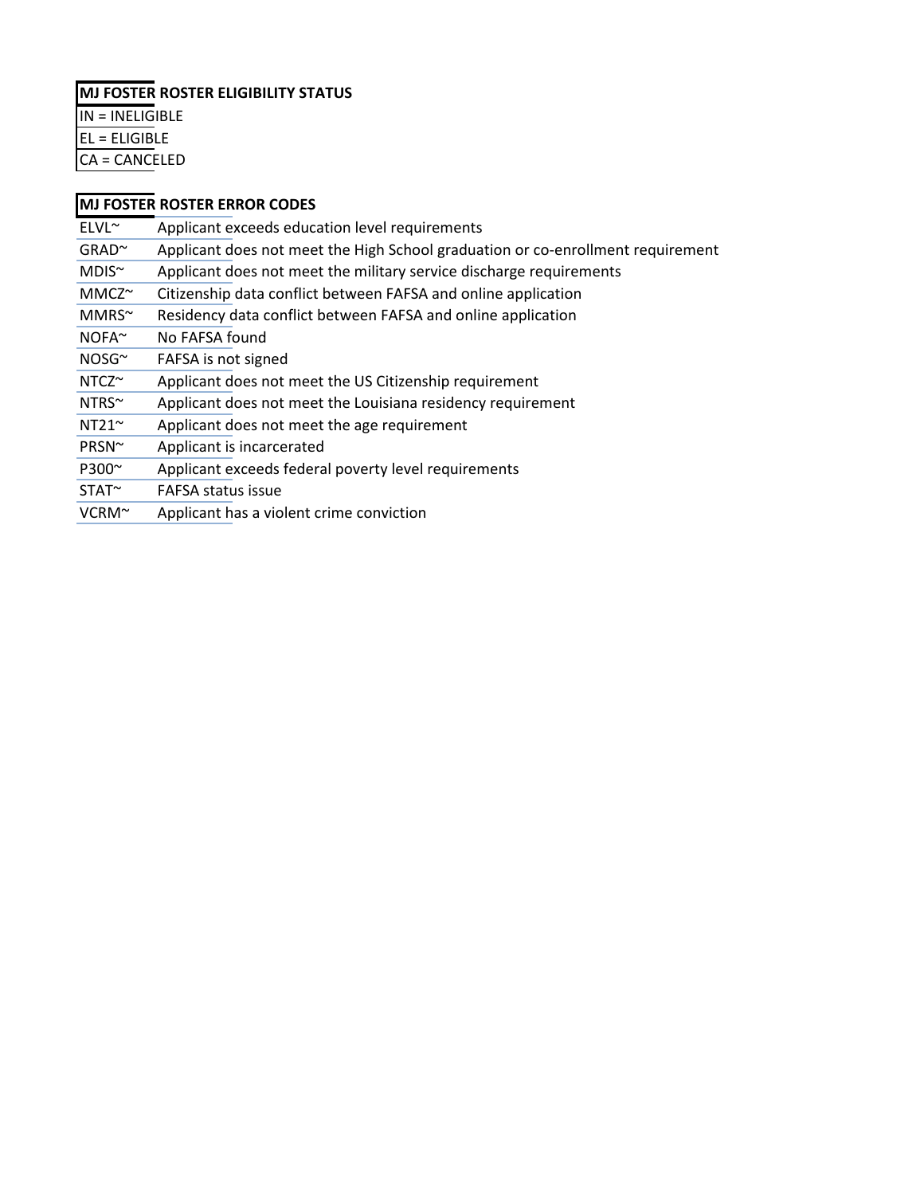**MJ FOSTER ROSTER ELIGIBILITY STATUS**

IN = INELIGIBLE

EL = ELIGIBLE

CA = CANCELED

**MJ FOSTER ROSTER ERROR CODES**

| | |
|---|---|
| ELVL~ | Applicant exceeds education level requirements |
| GRAD~ | Applicant does not meet the High School graduation or co-enrollment requirement |
| MDIS~ | Applicant does not meet the military service discharge requirements |
| MMCZ~ | Citizenship data conflict between FAFSA and online application |
| MMRS~ | Residency data conflict between FAFSA and online application |
| NOFA~ | No FAFSA found |
| NOSG~ | FAFSA is not signed |
| NTCZ~ | Applicant does not meet the US Citizenship requirement |
| NTRS~ | Applicant does not meet the Louisiana residency requirement |
| NT21~ | Applicant does not meet the age requirement |
| PRSN~ | Applicant is incarcerated |
| P300~ | Applicant exceeds federal poverty level requirements |
| STAT~ | FAFSA status issue |
| VCRM~ | Applicant has a violent crime conviction |